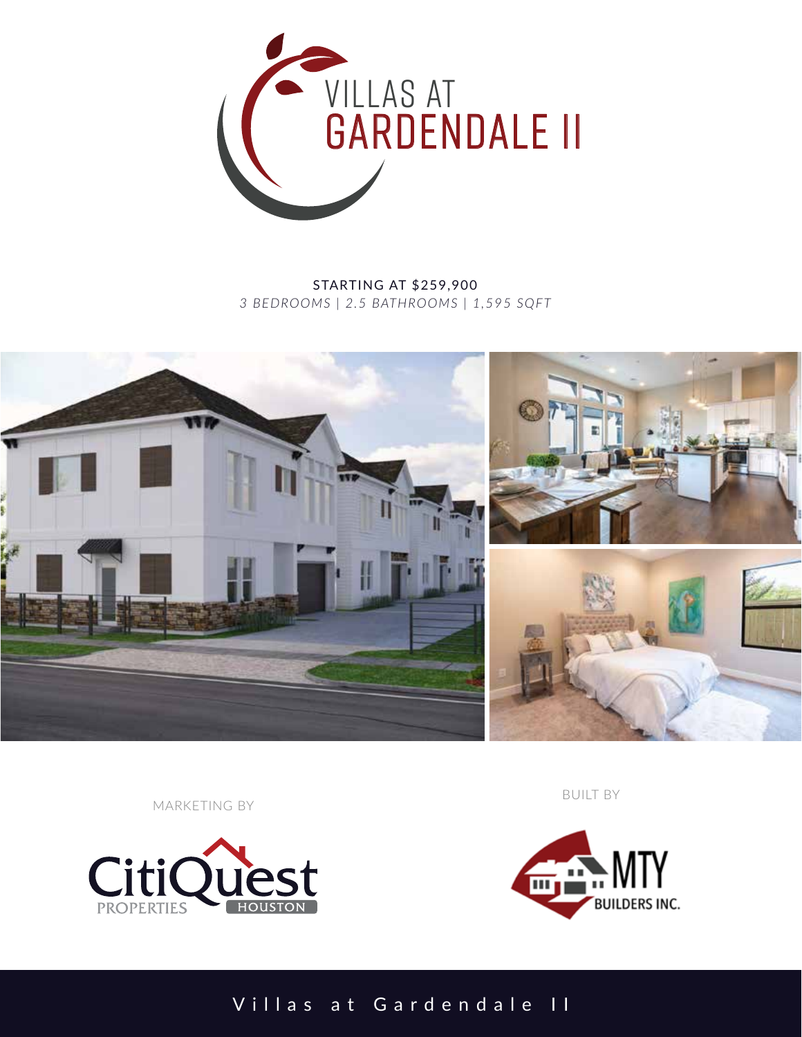# VILLAS AT GARDENDALE II

STARTING AT $259,900

*3 BEDROOMS | 2.5 BATHROOMS | 1,595 SQFT*

MARKETING BY

CitiQuest PROPERTIES HOUSTON

BUILT BY

MTY BUILDERS INC.

Villas at Gardendale II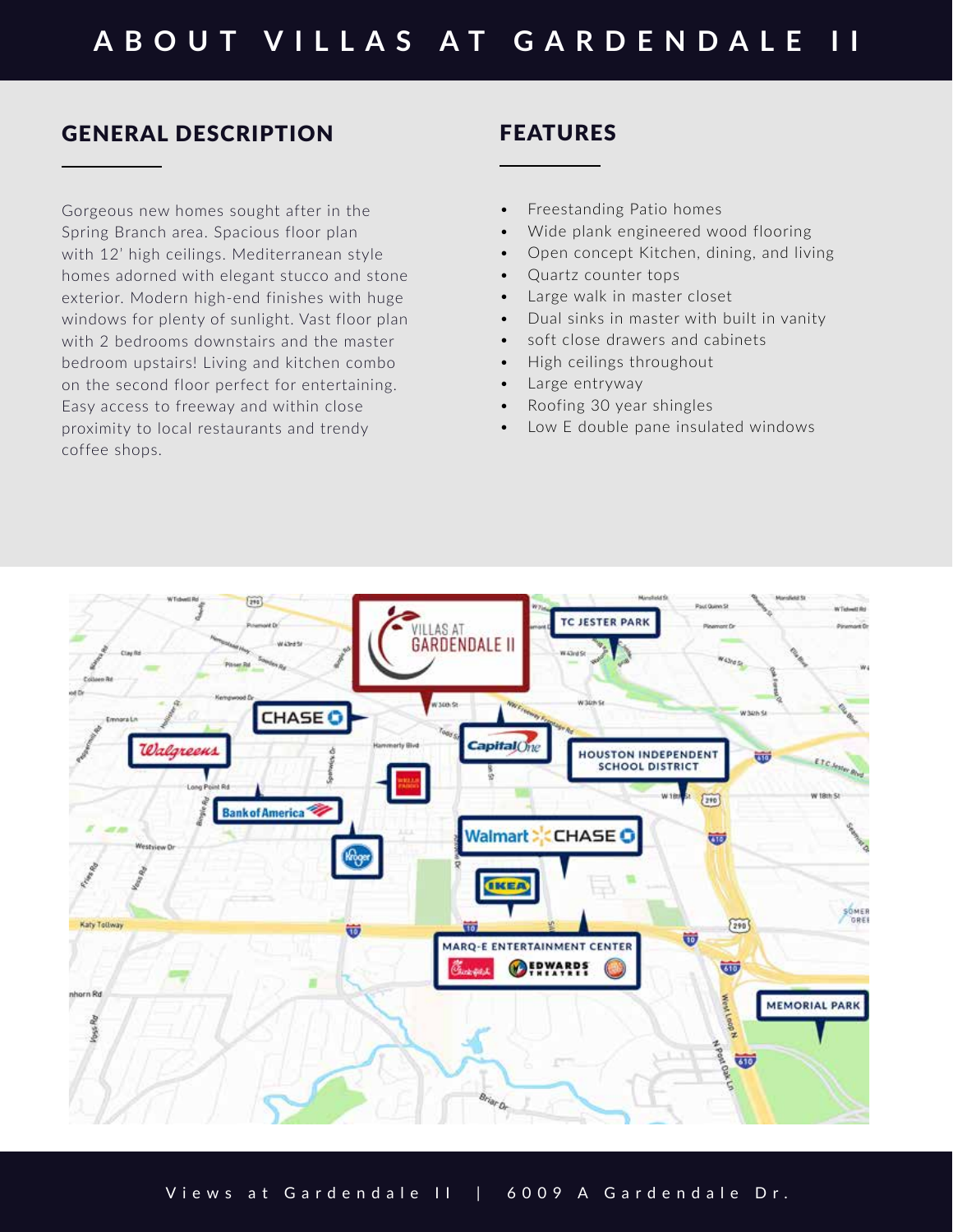# ABOUT VILLAS AT GARDENDALE II

## GENERAL DESCRIPTION

Gorgeous new homes sought after in the Spring Branch area. Spacious floor plan with 12' high ceilings. Mediterranean style homes adorned with elegant stucco and stone exterior. Modern high-end finishes with huge windows for plenty of sunlight. Vast floor plan with 2 bedrooms downstairs and the master bedroom upstairs! Living and kitchen combo on the second floor perfect for entertaining. Easy access to freeway and within close proximity to local restaurants and trendy coffee shops.

## FEATURES

- Freestanding Patio homes
- Wide plank engineered wood flooring
- Open concept Kitchen, dining, and living
- Quartz counter tops
- Large walk in master closet
- Dual sinks in master with built in vanity
- soft close drawers and cabinets
- High ceilings throughout
- Large entryway
- Roofing 30 year shingles
- Low E double pane insulated windows

Views at Gardendale II | 6009 A Gardendale Dr.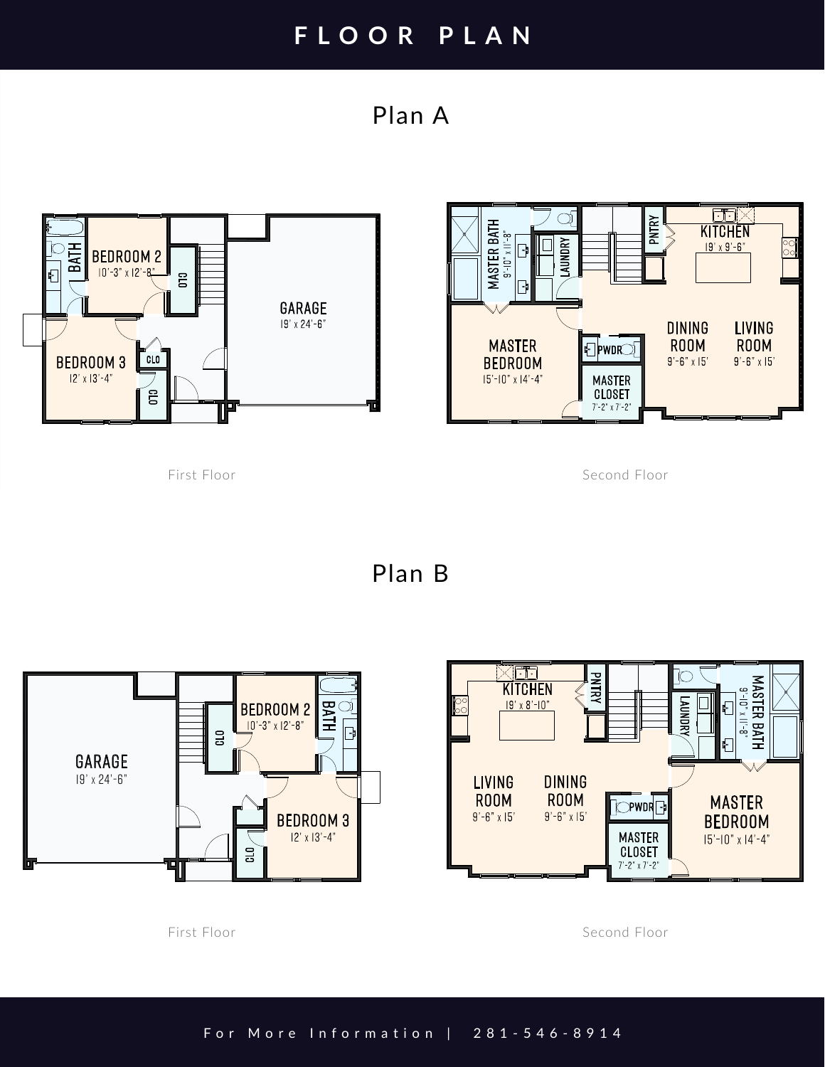# FLOOR PLAN

## Plan A

BATH

BEDROOM 2
10'-3" x 12'-8"

CLO

GARAGE
19' x 24'-6"

BEDROOM 3
12' x 13'-4"

CLO

CLO

First Floor

MASTER BATH
9'-10" x 11'-8"

LAUNDRY

PNTRY

KITCHEN
19' x 9'-6"

MASTER BEDROOM
15'-10" x 14'-4"

PWDR

MASTER CLOSET
7'-2" x 7'-2"

DINING ROOM
9'-6" x 15'

LIVING ROOM
9'-6" x 15'

Second Floor

## Plan B

GARAGE
19' x 24'-6"

CLO

BEDROOM 2
10'-3" x 12'-8"

BATH

BEDROOM 3
12' x 13'-4"

CLO

First Floor

KITCHEN
19' x 8'-10"

PNTRY

LAUNDRY

MASTER BATH
9'-10" x 11'-8"

LIVING ROOM
9'-6" x 15'

DINING ROOM
9'-6" x 15'

PWDR

MASTER CLOSET
7'-2" x 7'-2"

MASTER BEDROOM
15'-10" x 14'-4"

Second Floor

For More Information | 281-546-8914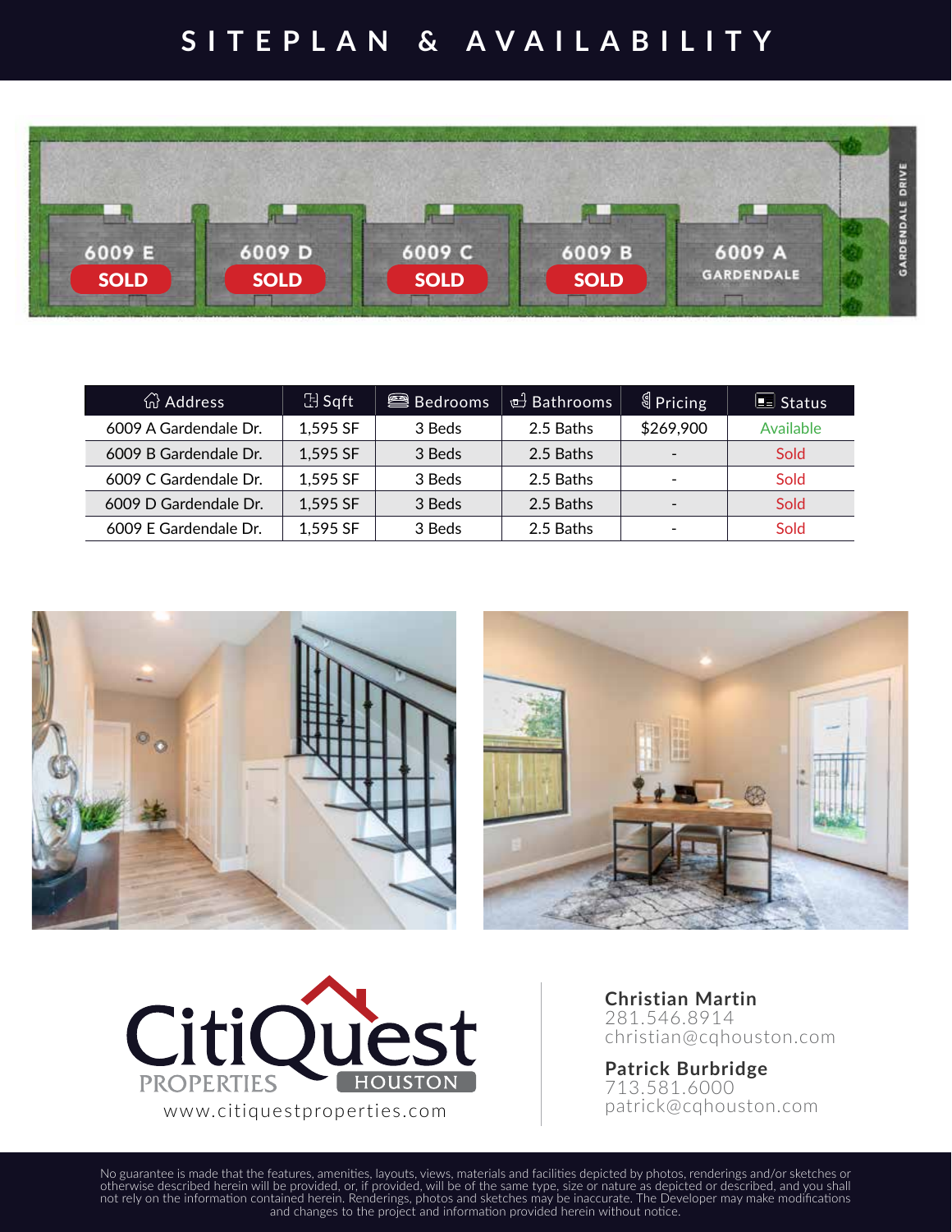# SITEPLAN & AVAILABILITY

6009 E
SOLD

6009 D
SOLD

6009 C
SOLD

6009 B
SOLD

6009 A
GARDENDALE

GARDENDALE DRIVE

| Address | Sqft | Bedrooms | Bathrooms | Pricing | Status |
|---|---|---|---|---|---|
| 6009 A Gardendale Dr. | 1,595 SF | 3 Beds | 2.5 Baths | $269,900 | Available |
| 6009 B Gardendale Dr. | 1,595 SF | 3 Beds | 2.5 Baths | - | Sold |
| 6009 C Gardendale Dr. | 1,595 SF | 3 Beds | 2.5 Baths | - | Sold |
| 6009 D Gardendale Dr. | 1,595 SF | 3 Beds | 2.5 Baths | - | Sold |
| 6009 E Gardendale Dr. | 1,595 SF | 3 Beds | 2.5 Baths | - | Sold |

CitiQuest PROPERTIES HOUSTON

www.citiquestproperties.com

**Christian Martin**
281.546.8914
christian@cqhouston.com

**Patrick Burbridge**
713.581.6000
patrick@cqhouston.com

No guarantee is made that the features, amenities, layouts, views, materials and facilities depicted by photos, renderings and/or sketches or otherwise described herein will be provided, or, if provided, will be of the same type, size or nature as depicted or described, and you shall not rely on the information contained herein. Renderings, photos and sketches may be inaccurate. The Developer may make modifications and changes to the project and information provided herein without notice.